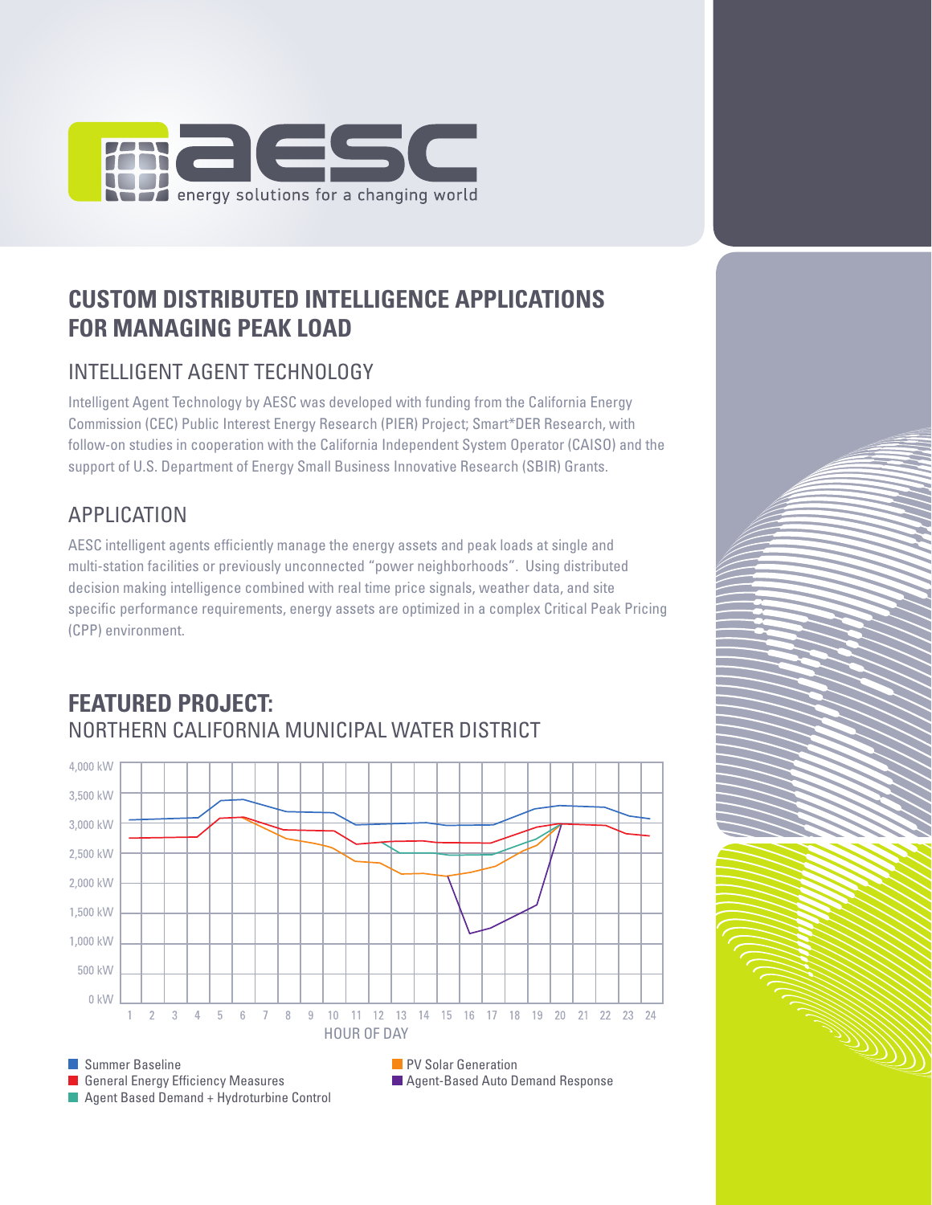energy solutions for a changing world

# CUSTOM DISTRIBUTED INTELLIGENCE APPLICATIONS FOR MANAGING PEAK LOAD

## INTELLIGENT AGENT TECHNOLOGY

Intelligent Agent Technology by AESC was developed with funding from the California Energy Commission (CEC) Public Interest Energy Research (PIER) Project; Smart*DER Research, with follow-on studies in cooperation with the California Independent System Operator (CAISO) and the support of U.S. Department of Energy Small Business Innovative Research (SBIR) Grants.

## APPLICATION

AESC intelligent agents efficiently manage the energy assets and peak loads at single and multi-station facilities or previously unconnected "power neighborhoods". Using distributed decision making intelligence combined with real time price signals, weather data, and site specific performance requirements, energy assets are optimized in a complex Critical Peak Pricing (CPP) environment.

## FEATURED PROJECT:

NORTHERN CALIFORNIA MUNICIPAL WATER DISTRICT

4,000 kW
3,500 kW
3,000 kW
2,500 kW
2,000 kW
1,500 kW
1,000 kW
500 kW
0 kW

1 2 3 4 5 6 7 8 9 10 11 12 13 14 15 16 17 18 19 20 21 22 23 24

HOUR OF DAY

- Summer Baseline
- General Energy Efficiency Measures
- Agent Based Demand + Hydroturbine Control
- PV Solar Generation
- Agent-Based Auto Demand Response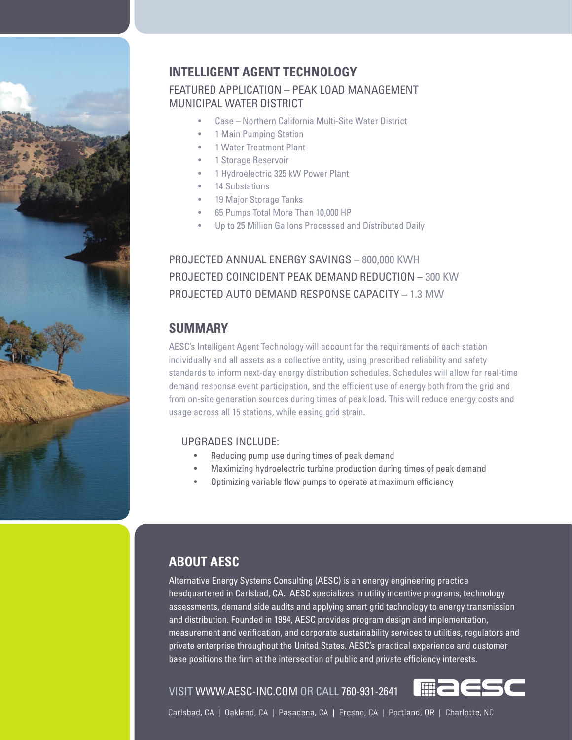## INTELLIGENT AGENT TECHNOLOGY

### FEATURED APPLICATION – PEAK LOAD MANAGEMENT MUNICIPAL WATER DISTRICT

- Case – Northern California Multi-Site Water District
- 1 Main Pumping Station
- 1 Water Treatment Plant
- 1 Storage Reservoir
- 1 Hydroelectric 325 kW Power Plant
- 14 Substations
- 19 Major Storage Tanks
- 65 Pumps Total More Than 10,000 HP
- Up to 25 Million Gallons Processed and Distributed Daily

PROJECTED ANNUAL ENERGY SAVINGS – 800,000 KWH
PROJECTED COINCIDENT PEAK DEMAND REDUCTION – 300 KW
PROJECTED AUTO DEMAND RESPONSE CAPACITY – 1.3 MW

## SUMMARY

AESC's Intelligent Agent Technology will account for the requirements of each station individually and all assets as a collective entity, using prescribed reliability and safety standards to inform next-day energy distribution schedules. Schedules will allow for real-time demand response event participation, and the efficient use of energy both from the grid and from on-site generation sources during times of peak load. This will reduce energy costs and usage across all 15 stations, while easing grid strain.

### UPGRADES INCLUDE:

- Reducing pump use during times of peak demand
- Maximizing hydroelectric turbine production during times of peak demand
- Optimizing variable flow pumps to operate at maximum efficiency

## ABOUT AESC

Alternative Energy Systems Consulting (AESC) is an energy engineering practice headquartered in Carlsbad, CA. AESC specializes in utility incentive programs, technology assessments, demand side audits and applying smart grid technology to energy transmission and distribution. Founded in 1994, AESC provides program design and implementation, measurement and verification, and corporate sustainability services to utilities, regulators and private enterprise throughout the United States. AESC's practical experience and customer base positions the firm at the intersection of public and private efficiency interests.

VISIT WWW.AESC-INC.COM OR CALL 760-931-2641

aesc

Carlsbad, CA | Oakland, CA | Pasadena, CA | Fresno, CA | Portland, OR | Charlotte, NC